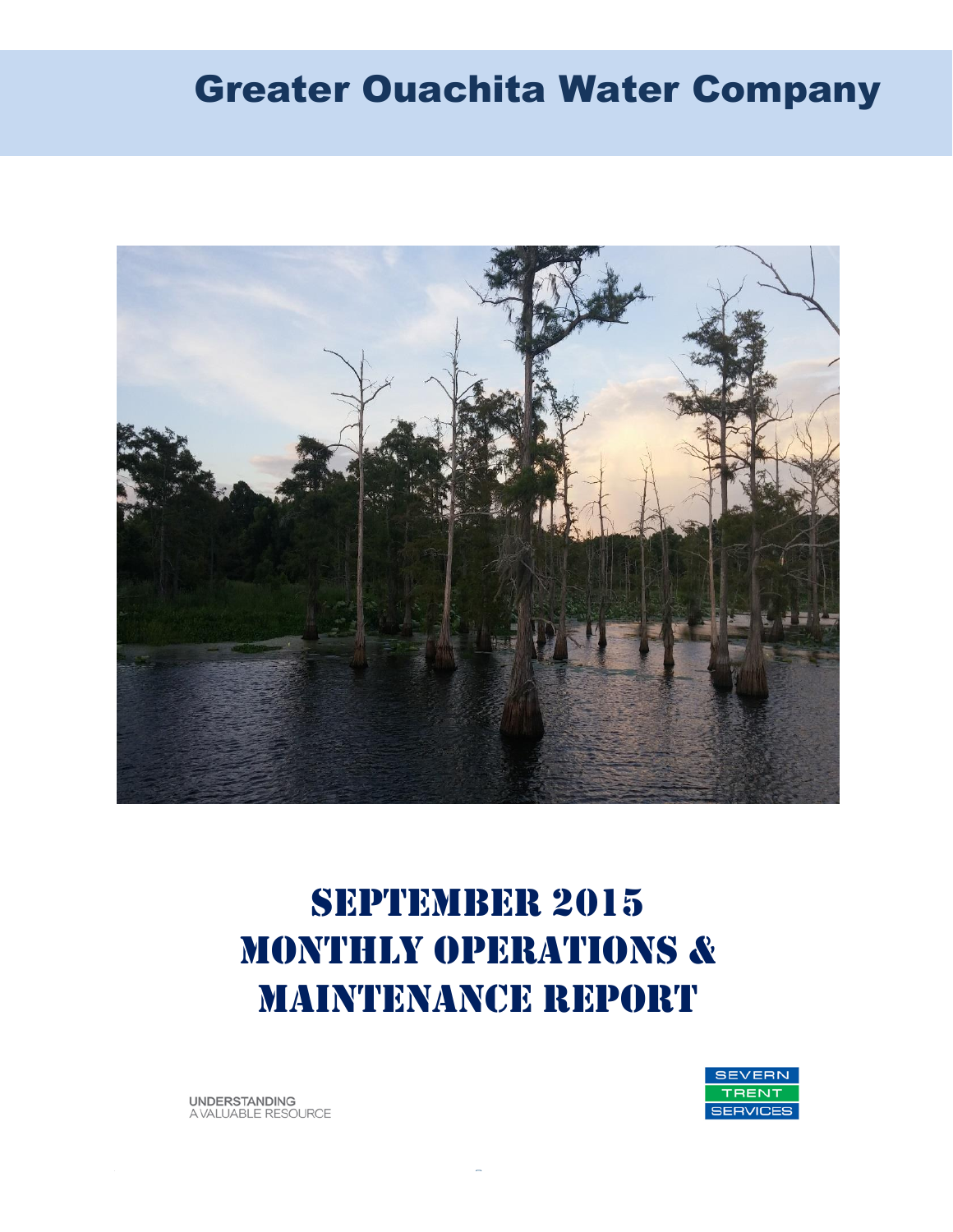# Greater Ouachita Water Company

# SEPTEMBER 2015
# MONTHLY OPERATIONS &
# MAINTENANCE REPORT

UNDERSTANDING
A VALUABLE RESOURCE

SEVERN
TRENT
SERVICES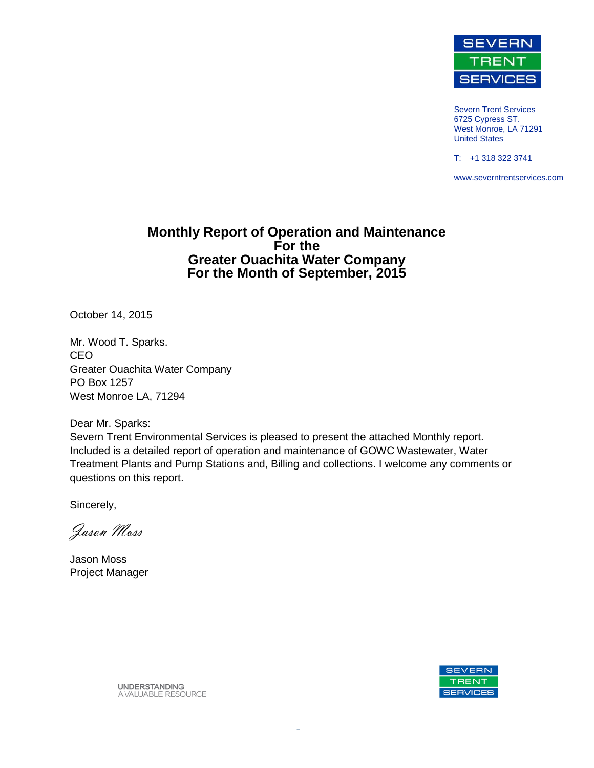SEVERN TRENT SERVICES

Severn Trent Services
6725 Cypress ST.
West Monroe, LA 71291
United States

T: +1 318 322 3741

www.severntrentservices.com

# Monthly Report of Operation and Maintenance For the Greater Ouachita Water Company For the Month of September, 2015

October 14, 2015

Mr. Wood T. Sparks.
CEO
Greater Ouachita Water Company
PO Box 1257
West Monroe LA, 71294

Dear Mr. Sparks:
Severn Trent Environmental Services is pleased to present the attached Monthly report. Included is a detailed report of operation and maintenance of GOWC Wastewater, Water Treatment Plants and Pump Stations and, Billing and collections. I welcome any comments or questions on this report.

Sincerely,

*Jason Moss*

Jason Moss
Project Manager

UNDERSTANDING
A VALUABLE RESOURCE

SEVERN TRENT SERVICES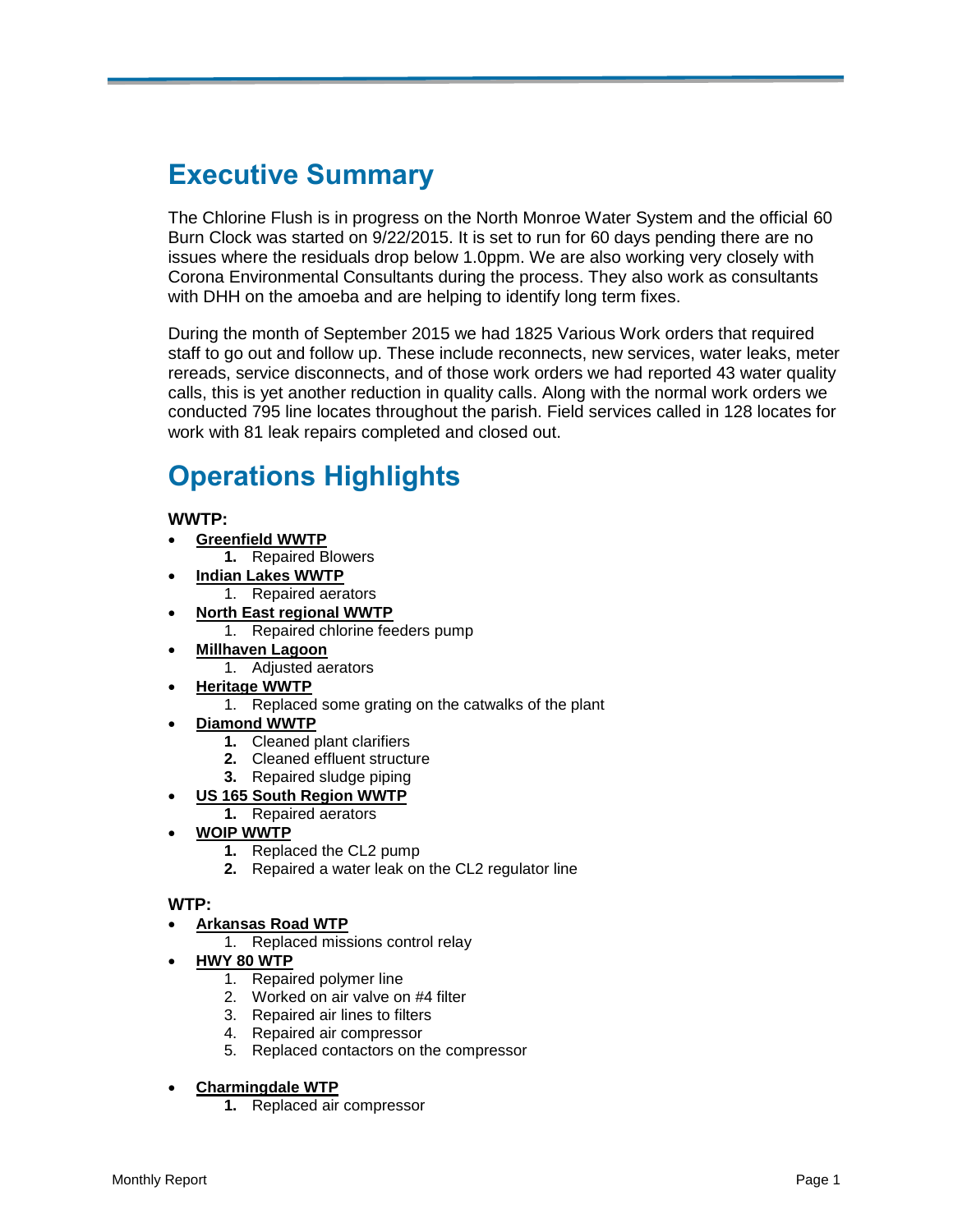# Executive Summary

The Chlorine Flush is in progress on the North Monroe Water System and the official 60 Burn Clock was started on 9/22/2015. It is set to run for 60 days pending there are no issues where the residuals drop below 1.0ppm. We are also working very closely with Corona Environmental Consultants during the process. They also work as consultants with DHH on the amoeba and are helping to identify long term fixes.

During the month of September 2015 we had 1825 Various Work orders that required staff to go out and follow up. These include reconnects, new services, water leaks, meter rereads, service disconnects, and of those work orders we had reported 43 water quality calls, this is yet another reduction in quality calls. Along with the normal work orders we conducted 795 line locates throughout the parish. Field services called in 128 locates for work with 81 leak repairs completed and closed out.

# Operations Highlights

**WWTP:**

- **Greenfield WWTP**
  1. Repaired Blowers
- **Indian Lakes WWTP**
  1. Repaired aerators
- **North East regional WWTP**
  1. Repaired chlorine feeders pump
- **Millhaven Lagoon**
  1. Adjusted aerators
- **Heritage WWTP**
  1. Replaced some grating on the catwalks of the plant
- **Diamond WWTP**
  1. Cleaned plant clarifiers
  2. Cleaned effluent structure
  3. Repaired sludge piping
- **US 165 South Region WWTP**
  1. Repaired aerators
- **WOIP WWTP**
  1. Replaced the CL2 pump
  2. Repaired a water leak on the CL2 regulator line

**WTP:**

- **Arkansas Road WTP**
  1. Replaced missions control relay
- **HWY 80 WTP**
  1. Repaired polymer line
  2. Worked on air valve on #4 filter
  3. Repaired air lines to filters
  4. Repaired air compressor
  5. Replaced contactors on the compressor
- **Charmingdale WTP**
  1. Replaced air compressor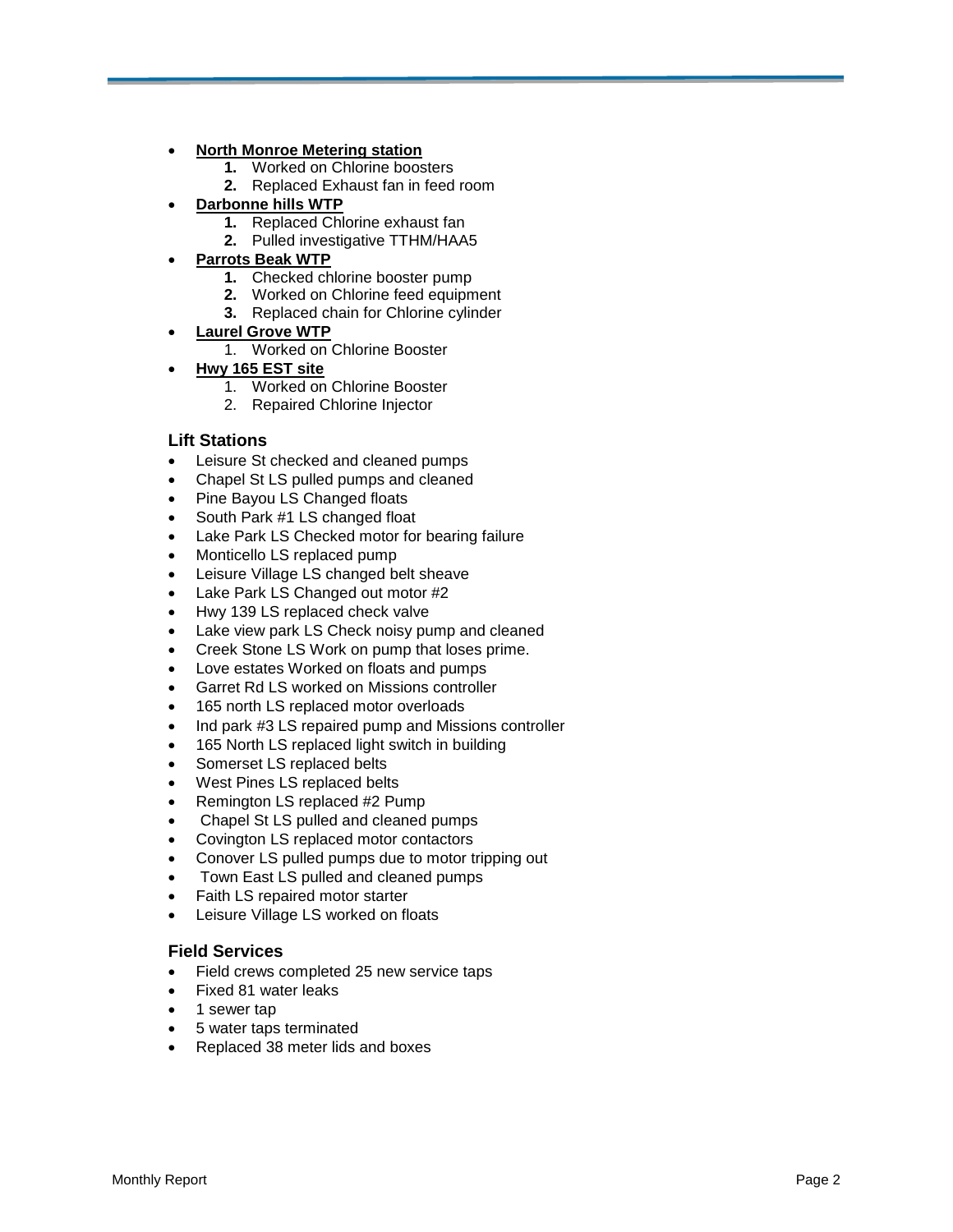- **North Monroe Metering station**
    1. Worked on Chlorine boosters
    2. Replaced Exhaust fan in feed room
- **Darbonne hills WTP**
    1. Replaced Chlorine exhaust fan
    2. Pulled investigative TTHM/HAA5
- **Parrots Beak WTP**
    1. Checked chlorine booster pump
    2. Worked on Chlorine feed equipment
    3. Replaced chain for Chlorine cylinder
- **Laurel Grove WTP**
    1. Worked on Chlorine Booster
- **Hwy 165 EST site**
    1. Worked on Chlorine Booster
    2. Repaired Chlorine Injector

### Lift Stations

- Leisure St checked and cleaned pumps
- Chapel St LS pulled pumps and cleaned
- Pine Bayou LS Changed floats
- South Park #1 LS changed float
- Lake Park LS Checked motor for bearing failure
- Monticello LS replaced pump
- Leisure Village LS changed belt sheave
- Lake Park LS Changed out motor #2
- Hwy 139 LS replaced check valve
- Lake view park LS Check noisy pump and cleaned
- Creek Stone LS Work on pump that loses prime.
- Love estates Worked on floats and pumps
- Garret Rd LS worked on Missions controller
- 165 north LS replaced motor overloads
- Ind park #3 LS repaired pump and Missions controller
- 165 North LS replaced light switch in building
- Somerset LS replaced belts
- West Pines LS replaced belts
- Remington LS replaced #2 Pump
- Chapel St LS pulled and cleaned pumps
- Covington LS replaced motor contactors
- Conover LS pulled pumps due to motor tripping out
- Town East LS pulled and cleaned pumps
- Faith LS repaired motor starter
- Leisure Village LS worked on floats

### Field Services

- Field crews completed 25 new service taps
- Fixed 81 water leaks
- 1 sewer tap
- 5 water taps terminated
- Replaced 38 meter lids and boxes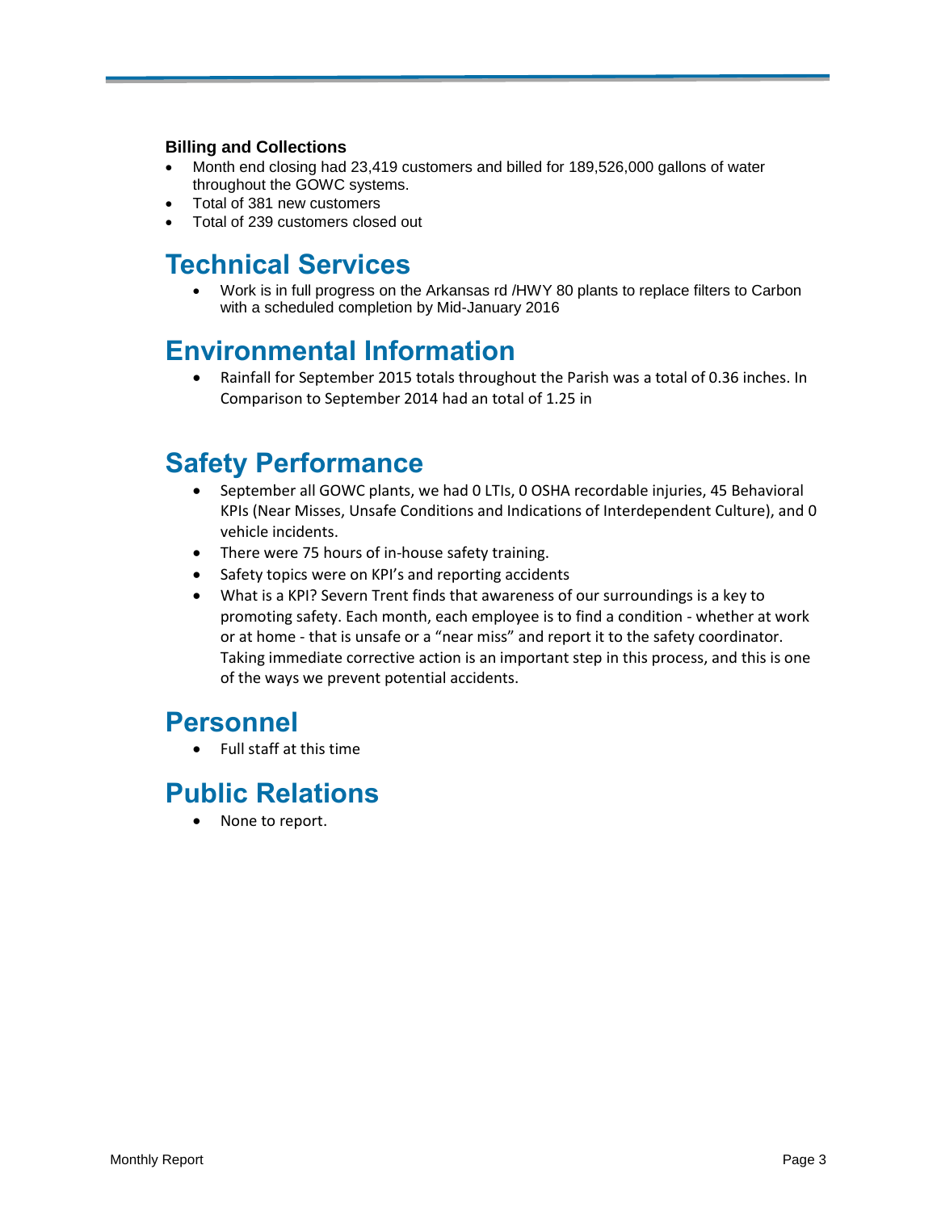### Billing and Collections

- Month end closing had 23,419 customers and billed for 189,526,000 gallons of water throughout the GOWC systems.
- Total of 381 new customers
- Total of 239 customers closed out

## Technical Services

- Work is in full progress on the Arkansas rd /HWY 80 plants to replace filters to Carbon with a scheduled completion by Mid-January 2016

## Environmental Information

- Rainfall for September 2015 totals throughout the Parish was a total of 0.36 inches. In Comparison to September 2014 had an total of 1.25 in

## Safety Performance

- September all GOWC plants, we had 0 LTIs, 0 OSHA recordable injuries, 45 Behavioral KPIs (Near Misses, Unsafe Conditions and Indications of Interdependent Culture), and 0 vehicle incidents.
- There were 75 hours of in-house safety training.
- Safety topics were on KPI's and reporting accidents
- What is a KPI? Severn Trent finds that awareness of our surroundings is a key to promoting safety. Each month, each employee is to find a condition - whether at work or at home - that is unsafe or a "near miss" and report it to the safety coordinator. Taking immediate corrective action is an important step in this process, and this is one of the ways we prevent potential accidents.

## Personnel

- Full staff at this time

## Public Relations

- None to report.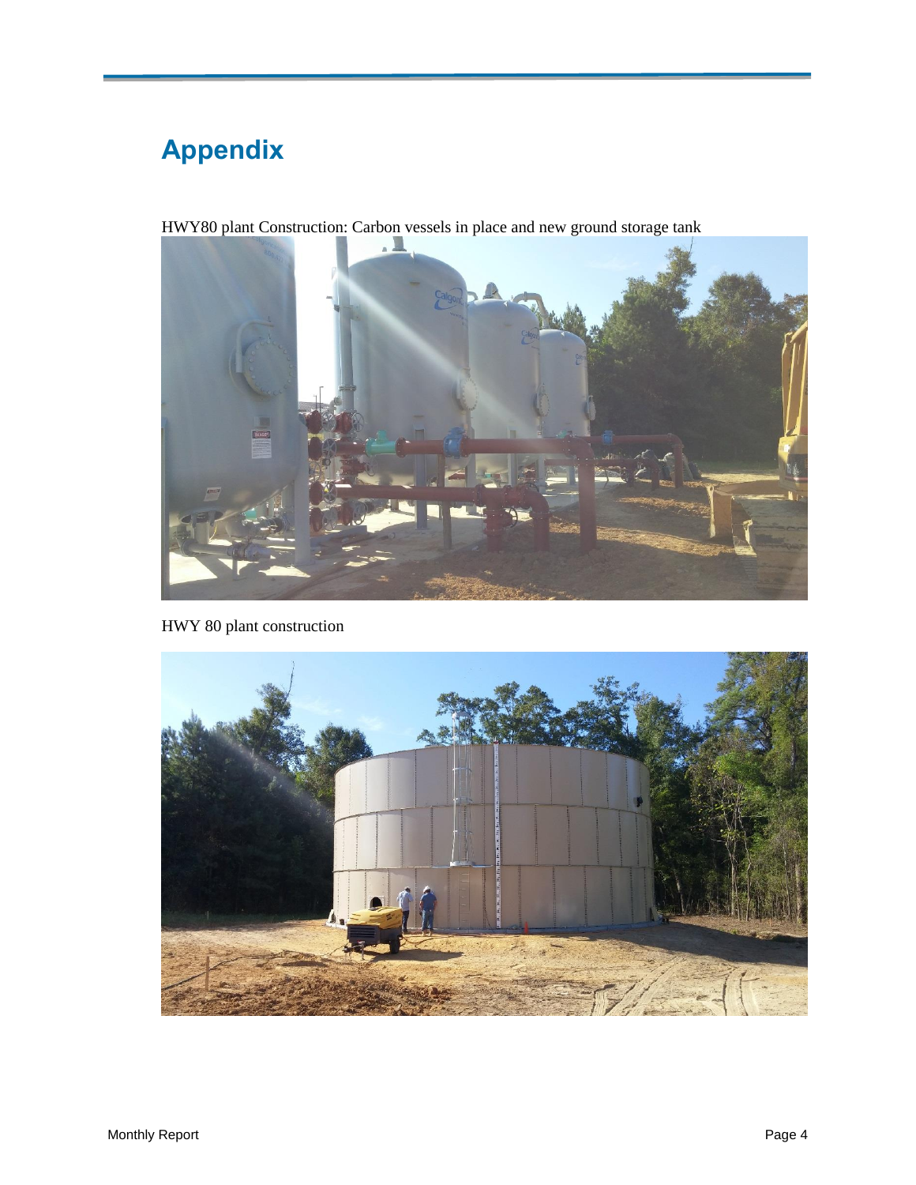# Appendix

HWY80 plant Construction: Carbon vessels in place and new ground storage tank

HWY 80 plant construction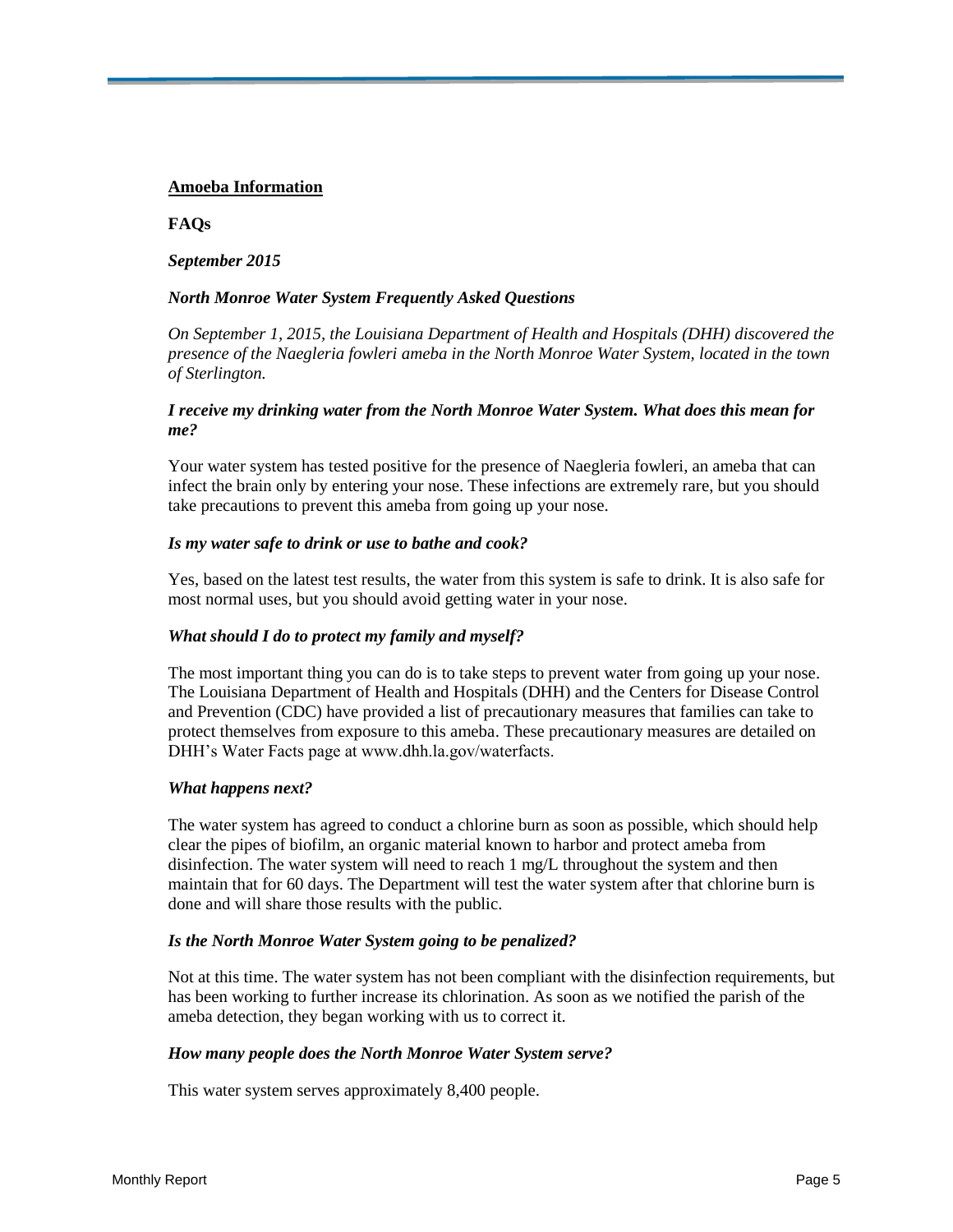## Amoeba Information

**FAQs**

***September 2015***

***North Monroe Water System Frequently Asked Questions***

*On September 1, 2015, the Louisiana Department of Health and Hospitals (DHH) discovered the presence of the Naegleria fowleri ameba in the North Monroe Water System, located in the town of Sterlington.*

***I receive my drinking water from the North Monroe Water System. What does this mean for me?***

Your water system has tested positive for the presence of Naegleria fowleri, an ameba that can infect the brain only by entering your nose. These infections are extremely rare, but you should take precautions to prevent this ameba from going up your nose.

***Is my water safe to drink or use to bathe and cook?***

Yes, based on the latest test results, the water from this system is safe to drink. It is also safe for most normal uses, but you should avoid getting water in your nose.

***What should I do to protect my family and myself?***

The most important thing you can do is to take steps to prevent water from going up your nose. The Louisiana Department of Health and Hospitals (DHH) and the Centers for Disease Control and Prevention (CDC) have provided a list of precautionary measures that families can take to protect themselves from exposure to this ameba. These precautionary measures are detailed on DHH's Water Facts page at www.dhh.la.gov/waterfacts.

***What happens next?***

The water system has agreed to conduct a chlorine burn as soon as possible, which should help clear the pipes of biofilm, an organic material known to harbor and protect ameba from disinfection. The water system will need to reach 1 mg/L throughout the system and then maintain that for 60 days. The Department will test the water system after that chlorine burn is done and will share those results with the public.

***Is the North Monroe Water System going to be penalized?***

Not at this time. The water system has not been compliant with the disinfection requirements, but has been working to further increase its chlorination. As soon as we notified the parish of the ameba detection, they began working with us to correct it.

***How many people does the North Monroe Water System serve?***

This water system serves approximately 8,400 people.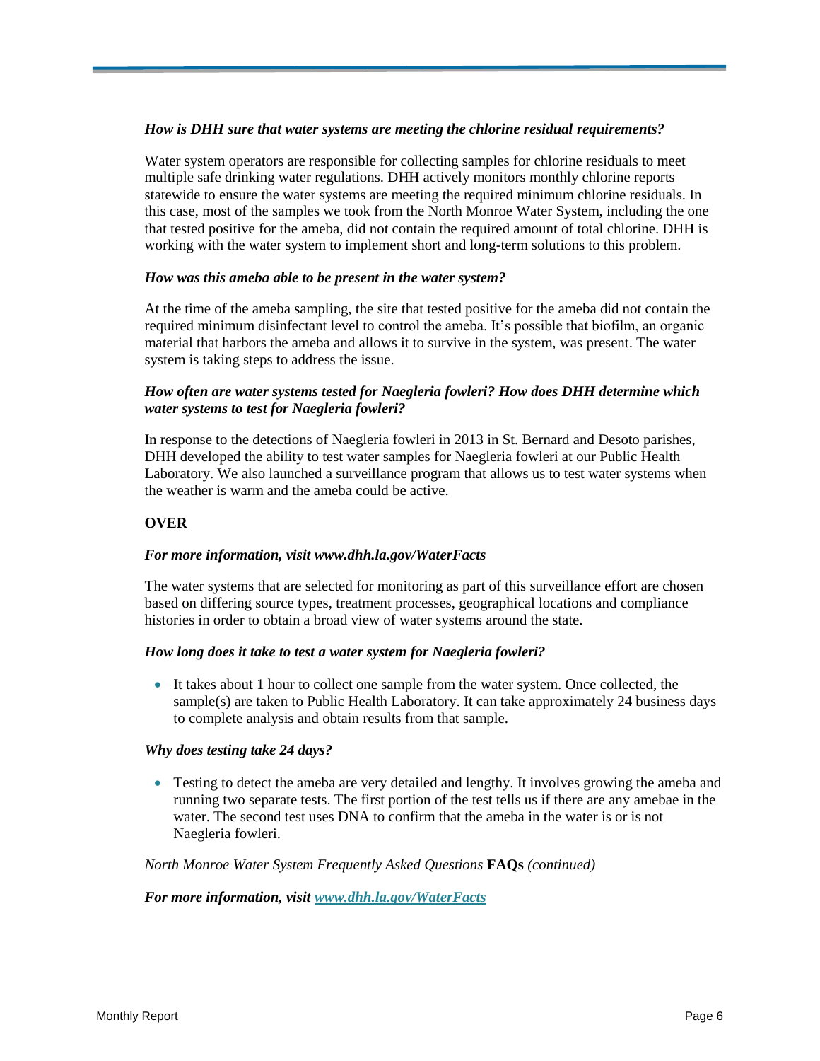***How is DHH sure that water systems are meeting the chlorine residual requirements?***

Water system operators are responsible for collecting samples for chlorine residuals to meet multiple safe drinking water regulations. DHH actively monitors monthly chlorine reports statewide to ensure the water systems are meeting the required minimum chlorine residuals. In this case, most of the samples we took from the North Monroe Water System, including the one that tested positive for the ameba, did not contain the required amount of total chlorine. DHH is working with the water system to implement short and long-term solutions to this problem.

***How was this ameba able to be present in the water system?***

At the time of the ameba sampling, the site that tested positive for the ameba did not contain the required minimum disinfectant level to control the ameba. It's possible that biofilm, an organic material that harbors the ameba and allows it to survive in the system, was present. The water system is taking steps to address the issue.

***How often are water systems tested for Naegleria fowleri? How does DHH determine which water systems to test for Naegleria fowleri?***

In response to the detections of Naegleria fowleri in 2013 in St. Bernard and Desoto parishes, DHH developed the ability to test water samples for Naegleria fowleri at our Public Health Laboratory. We also launched a surveillance program that allows us to test water systems when the weather is warm and the ameba could be active.

**OVER**

***For more information, visit www.dhh.la.gov/WaterFacts***

The water systems that are selected for monitoring as part of this surveillance effort are chosen based on differing source types, treatment processes, geographical locations and compliance histories in order to obtain a broad view of water systems around the state.

***How long does it take to test a water system for Naegleria fowleri?***

- It takes about 1 hour to collect one sample from the water system. Once collected, the sample(s) are taken to Public Health Laboratory. It can take approximately 24 business days to complete analysis and obtain results from that sample.

***Why does testing take 24 days?***

- Testing to detect the ameba are very detailed and lengthy. It involves growing the ameba and running two separate tests. The first portion of the test tells us if there are any amebae in the water. The second test uses DNA to confirm that the ameba in the water is or is not Naegleria fowleri.

*North Monroe Water System Frequently Asked Questions* **FAQs** *(continued)*

***For more information, visit [www.dhh.la.gov/WaterFacts](www.dhh.la.gov/WaterFacts)***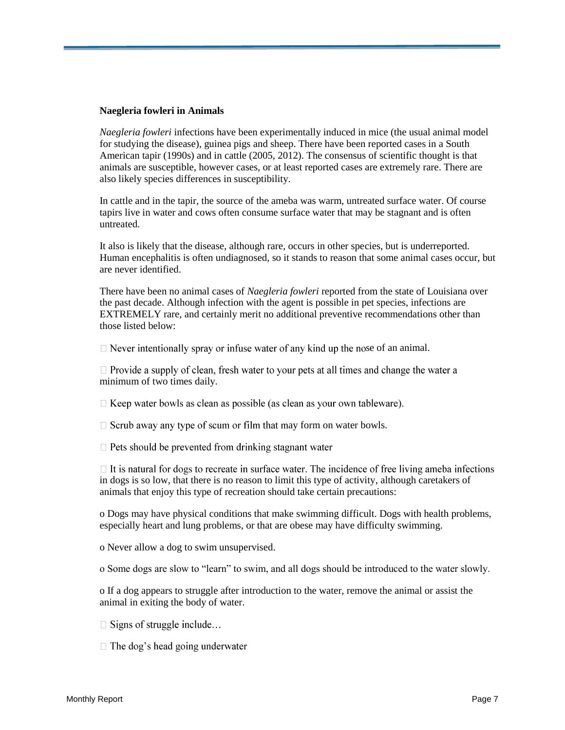**Naegleria fowleri in Animals**

*Naegleria fowleri* infections have been experimentally induced in mice (the usual animal model for studying the disease), guinea pigs and sheep. There have been reported cases in a South American tapir (1990s) and in cattle (2005, 2012). The consensus of scientific thought is that animals are susceptible, however cases, or at least reported cases are extremely rare. There are also likely species differences in susceptibility.

In cattle and in the tapir, the source of the ameba was warm, untreated surface water. Of course tapirs live in water and cows often consume surface water that may be stagnant and is often untreated.

It also is likely that the disease, although rare, occurs in other species, but is underreported. Human encephalitis is often undiagnosed, so it stands to reason that some animal cases occur, but are never identified.

There have been no animal cases of *Naegleria fowleri* reported from the state of Louisiana over the past decade. Although infection with the agent is possible in pet species, infections are EXTREMELY rare, and certainly merit no additional preventive recommendations other than those listed below:

- Never intentionally spray or infuse water of any kind up the nose of an animal.
- Provide a supply of clean, fresh water to your pets at all times and change the water a minimum of two times daily.
- Keep water bowls as clean as possible (as clean as your own tableware).
- Scrub away any type of scum or film that may form on water bowls.
- Pets should be prevented from drinking stagnant water
- It is natural for dogs to recreate in surface water. The incidence of free living ameba infections in dogs is so low, that there is no reason to limit this type of activity, although caretakers of animals that enjoy this type of recreation should take certain precautions:
  - Dogs may have physical conditions that make swimming difficult. Dogs with health problems, especially heart and lung problems, or that are obese may have difficulty swimming.
  - Never allow a dog to swim unsupervised.
  - Some dogs are slow to "learn" to swim, and all dogs should be introduced to the water slowly.
  - If a dog appears to struggle after introduction to the water, remove the animal or assist the animal in exiting the body of water.
- Signs of struggle include…
- The dog's head going underwater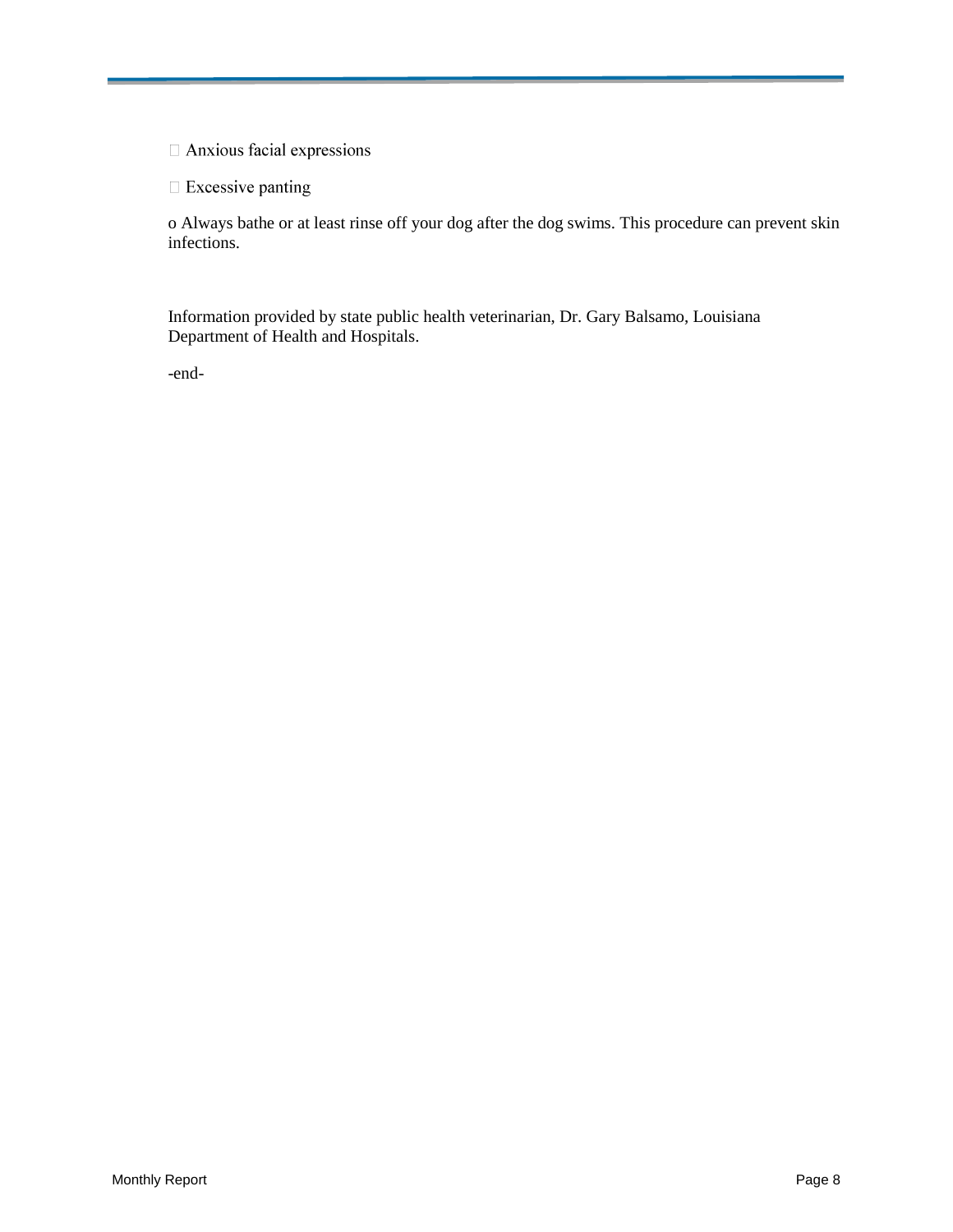-  Anxious facial expressions
-  Excessive panting

o Always bathe or at least rinse off your dog after the dog swims. This procedure can prevent skin infections.

Information provided by state public health veterinarian, Dr. Gary Balsamo, Louisiana Department of Health and Hospitals.

-end-